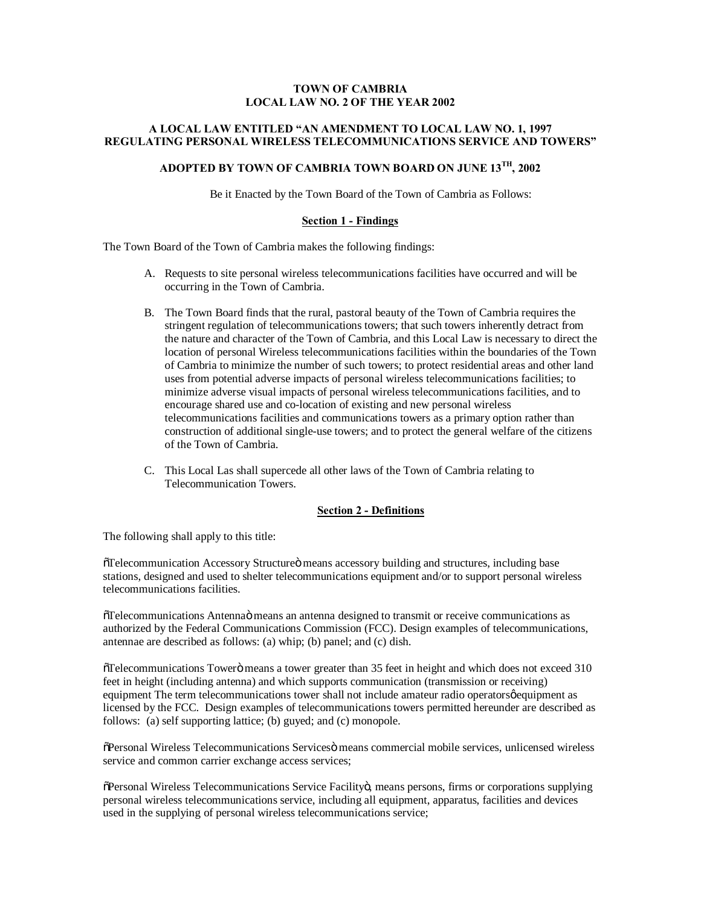# TOWN OF CAMBRIA
## LOCAL LAW NO. 2 OF THE YEAR 2002

### A LOCAL LAW ENTITLED "AN AMENDMENT TO LOCAL LAW NO. 1, 1997 REGULATING PERSONAL WIRELESS TELECOMMUNICATIONS SERVICE AND TOWERS"

### ADOPTED BY TOWN OF CAMBRIA TOWN BOARD ON JUNE 13TH, 2002

Be it Enacted by the Town Board of the Town of Cambria as Follows:

## Section 1 - Findings

The Town Board of the Town of Cambria makes the following findings:

A. Requests to site personal wireless telecommunications facilities have occurred and will be occurring in the Town of Cambria.

B. The Town Board finds that the rural, pastoral beauty of the Town of Cambria requires the stringent regulation of telecommunications towers; that such towers inherently detract from the nature and character of the Town of Cambria, and this Local Law is necessary to direct the location of personal Wireless telecommunications facilities within the boundaries of the Town of Cambria to minimize the number of such towers; to protect residential areas and other land uses from potential adverse impacts of personal wireless telecommunications facilities; to minimize adverse visual impacts of personal wireless telecommunications facilities, and to encourage shared use and co-location of existing and new personal wireless telecommunications facilities and communications towers as a primary option rather than construction of additional single-use towers; and to protect the general welfare of the citizens of the Town of Cambria.

C. This Local Las shall supercede all other laws of the Town of Cambria relating to Telecommunication Towers.

## Section 2 - Definitions

The following shall apply to this title:

"Telecommunication Accessory Structure" means accessory building and structures, including base stations, designed and used to shelter telecommunications equipment and/or to support personal wireless telecommunications facilities.

"Telecommunications Antenna" means an antenna designed to transmit or receive communications as authorized by the Federal Communications Commission (FCC). Design examples of telecommunications, antennae are described as follows: (a) whip; (b) panel; and (c) dish.

"Telecommunications Tower" means a tower greater than 35 feet in height and which does not exceed 310 feet in height (including antenna) and which supports communication (transmission or receiving) equipment The term telecommunications tower shall not include amateur radio operators' equipment as licensed by the FCC. Design examples of telecommunications towers permitted hereunder are described as follows: (a) self supporting lattice; (b) guyed; and (c) monopole.

"Personal Wireless Telecommunications Services" means commercial mobile services, unlicensed wireless service and common carrier exchange access services;

"Personal Wireless Telecommunications Service Facility", means persons, firms or corporations supplying personal wireless telecommunications service, including all equipment, apparatus, facilities and devices used in the supplying of personal wireless telecommunications service;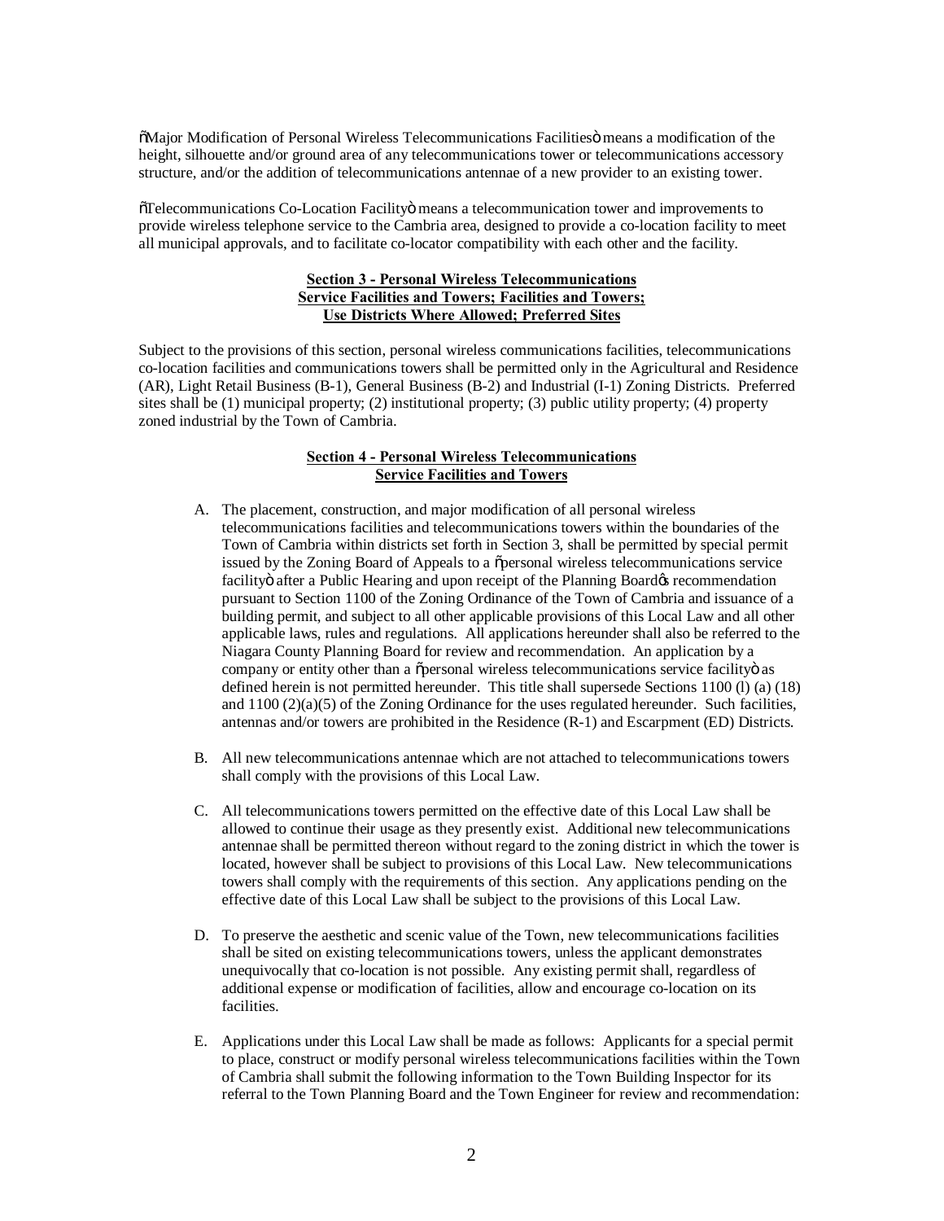õMajor Modification of Personal Wireless Telecommunications Facilitiesö means a modification of the height, silhouette and/or ground area of any telecommunications tower or telecommunications accessory structure, and/or the addition of telecommunications antennae of a new provider to an existing tower.

õTelecommunications Co-Location Facilityö means a telecommunication tower and improvements to provide wireless telephone service to the Cambria area, designed to provide a co-location facility to meet all municipal approvals, and to facilitate co-locator compatibility with each other and the facility.

**Section 3 - Personal Wireless Telecommunications Service Facilities and Towers; Facilities and Towers; Use Districts Where Allowed; Preferred Sites**

Subject to the provisions of this section, personal wireless communications facilities, telecommunications co-location facilities and communications towers shall be permitted only in the Agricultural and Residence (AR), Light Retail Business (B-1), General Business (B-2) and Industrial (I-1) Zoning Districts. Preferred sites shall be (1) municipal property; (2) institutional property; (3) public utility property; (4) property zoned industrial by the Town of Cambria.

**Section 4 - Personal Wireless Telecommunications Service Facilities and Towers**

A. The placement, construction, and major modification of all personal wireless telecommunications facilities and telecommunications towers within the boundaries of the Town of Cambria within districts set forth in Section 3, shall be permitted by special permit issued by the Zoning Board of Appeals to a õpersonal wireless telecommunications service facilityö after a Public Hearing and upon receipt of the Planning Boardøs recommendation pursuant to Section 1100 of the Zoning Ordinance of the Town of Cambria and issuance of a building permit, and subject to all other applicable provisions of this Local Law and all other applicable laws, rules and regulations. All applications hereunder shall also be referred to the Niagara County Planning Board for review and recommendation. An application by a company or entity other than a õpersonal wireless telecommunications service facilityö as defined herein is not permitted hereunder. This title shall supersede Sections 1100 (l) (a) (18) and 1100 (2)(a)(5) of the Zoning Ordinance for the uses regulated hereunder. Such facilities, antennas and/or towers are prohibited in the Residence (R-1) and Escarpment (ED) Districts.

B. All new telecommunications antennae which are not attached to telecommunications towers shall comply with the provisions of this Local Law.

C. All telecommunications towers permitted on the effective date of this Local Law shall be allowed to continue their usage as they presently exist. Additional new telecommunications antennae shall be permitted thereon without regard to the zoning district in which the tower is located, however shall be subject to provisions of this Local Law. New telecommunications towers shall comply with the requirements of this section. Any applications pending on the effective date of this Local Law shall be subject to the provisions of this Local Law.

D. To preserve the aesthetic and scenic value of the Town, new telecommunications facilities shall be sited on existing telecommunications towers, unless the applicant demonstrates unequivocally that co-location is not possible. Any existing permit shall, regardless of additional expense or modification of facilities, allow and encourage co-location on its facilities.

E. Applications under this Local Law shall be made as follows: Applicants for a special permit to place, construct or modify personal wireless telecommunications facilities within the Town of Cambria shall submit the following information to the Town Building Inspector for its referral to the Town Planning Board and the Town Engineer for review and recommendation: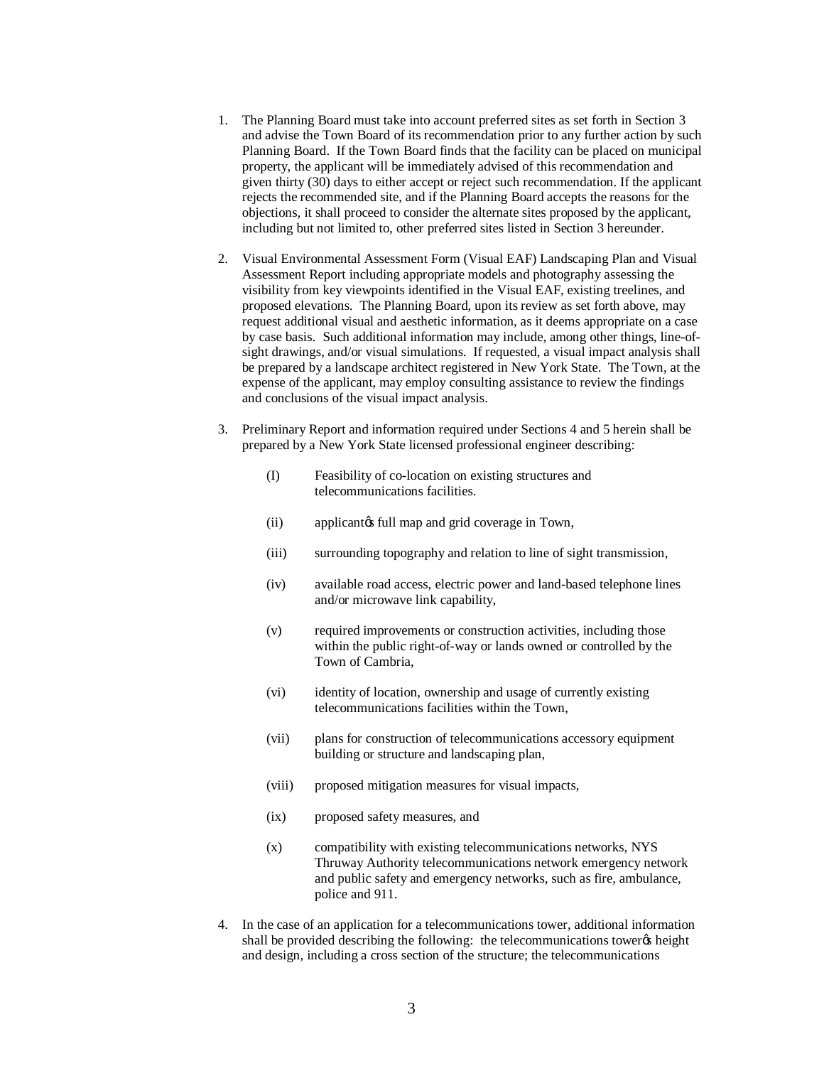1. The Planning Board must take into account preferred sites as set forth in Section 3 and advise the Town Board of its recommendation prior to any further action by such Planning Board. If the Town Board finds that the facility can be placed on municipal property, the applicant will be immediately advised of this recommendation and given thirty (30) days to either accept or reject such recommendation. If the applicant rejects the recommended site, and if the Planning Board accepts the reasons for the objections, it shall proceed to consider the alternate sites proposed by the applicant, including but not limited to, other preferred sites listed in Section 3 hereunder.

2. Visual Environmental Assessment Form (Visual EAF) Landscaping Plan and Visual Assessment Report including appropriate models and photography assessing the visibility from key viewpoints identified in the Visual EAF, existing treelines, and proposed elevations. The Planning Board, upon its review as set forth above, may request additional visual and aesthetic information, as it deems appropriate on a case by case basis. Such additional information may include, among other things, line-of-sight drawings, and/or visual simulations. If requested, a visual impact analysis shall be prepared by a landscape architect registered in New York State. The Town, at the expense of the applicant, may employ consulting assistance to review the findings and conclusions of the visual impact analysis.

3. Preliminary Report and information required under Sections 4 and 5 herein shall be prepared by a New York State licensed professional engineer describing:

   (I) Feasibility of co-location on existing structures and telecommunications facilities.

   (ii) applicant's full map and grid coverage in Town,

   (iii) surrounding topography and relation to line of sight transmission,

   (iv) available road access, electric power and land-based telephone lines and/or microwave link capability,

   (v) required improvements or construction activities, including those within the public right-of-way or lands owned or controlled by the Town of Cambria,

   (vi) identity of location, ownership and usage of currently existing telecommunications facilities within the Town,

   (vii) plans for construction of telecommunications accessory equipment building or structure and landscaping plan,

   (viii) proposed mitigation measures for visual impacts,

   (ix) proposed safety measures, and

   (x) compatibility with existing telecommunications networks, NYS Thruway Authority telecommunications network emergency network and public safety and emergency networks, such as fire, ambulance, police and 911.

4. In the case of an application for a telecommunications tower, additional information shall be provided describing the following: the telecommunications tower's height and design, including a cross section of the structure; the telecommunications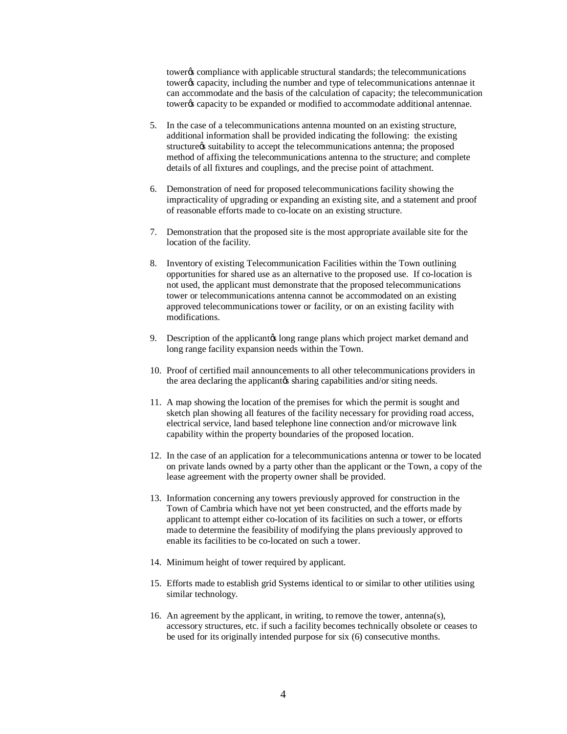tower‑s compliance with applicable structural standards; the telecommunications tower‑s capacity, including the number and type of telecommunications antennae it can accommodate and the basis of the calculation of capacity; the telecommunication tower‑s capacity to be expanded or modified to accommodate additional antennae.

5. In the case of a telecommunications antenna mounted on an existing structure, additional information shall be provided indicating the following: the existing structure‑s suitability to accept the telecommunications antenna; the proposed method of affixing the telecommunications antenna to the structure; and complete details of all fixtures and couplings, and the precise point of attachment.

6. Demonstration of need for proposed telecommunications facility showing the impracticality of upgrading or expanding an existing site, and a statement and proof of reasonable efforts made to co-locate on an existing structure.

7. Demonstration that the proposed site is the most appropriate available site for the location of the facility.

8. Inventory of existing Telecommunication Facilities within the Town outlining opportunities for shared use as an alternative to the proposed use. If co-location is not used, the applicant must demonstrate that the proposed telecommunications tower or telecommunications antenna cannot be accommodated on an existing approved telecommunications tower or facility, or on an existing facility with modifications.

9. Description of the applicant‑s long range plans which project market demand and long range facility expansion needs within the Town.

10. Proof of certified mail announcements to all other telecommunications providers in the area declaring the applicant‑s sharing capabilities and/or siting needs.

11. A map showing the location of the premises for which the permit is sought and sketch plan showing all features of the facility necessary for providing road access, electrical service, land based telephone line connection and/or microwave link capability within the property boundaries of the proposed location.

12. In the case of an application for a telecommunications antenna or tower to be located on private lands owned by a party other than the applicant or the Town, a copy of the lease agreement with the property owner shall be provided.

13. Information concerning any towers previously approved for construction in the Town of Cambria which have not yet been constructed, and the efforts made by applicant to attempt either co-location of its facilities on such a tower, or efforts made to determine the feasibility of modifying the plans previously approved to enable its facilities to be co-located on such a tower.

14. Minimum height of tower required by applicant.

15. Efforts made to establish grid Systems identical to or similar to other utilities using similar technology.

16. An agreement by the applicant, in writing, to remove the tower, antenna(s), accessory structures, etc. if such a facility becomes technically obsolete or ceases to be used for its originally intended purpose for six (6) consecutive months.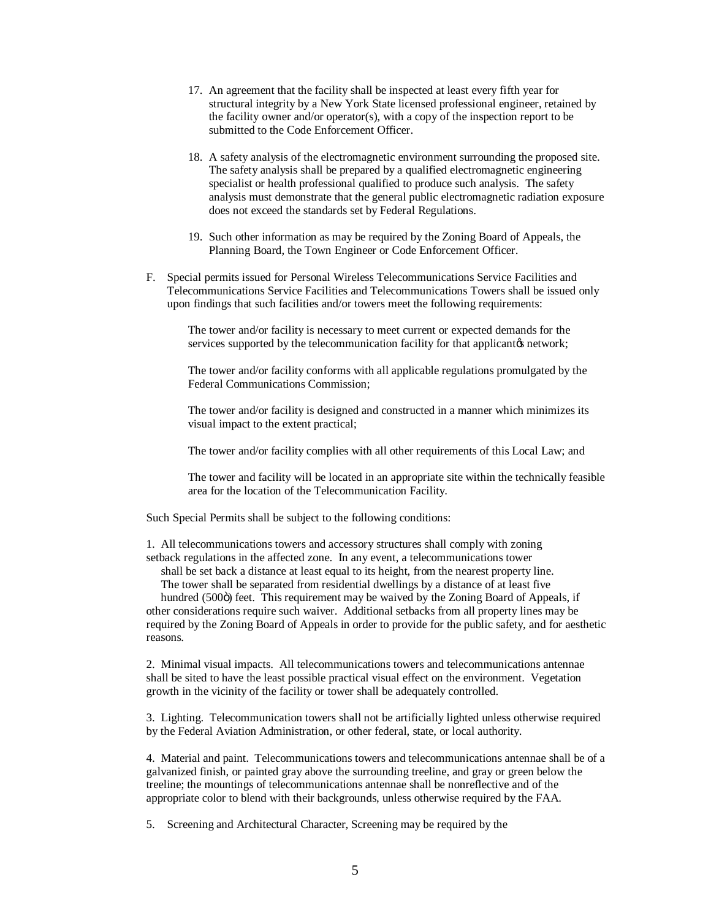17. An agreement that the facility shall be inspected at least every fifth year for structural integrity by a New York State licensed professional engineer, retained by the facility owner and/or operator(s), with a copy of the inspection report to be submitted to the Code Enforcement Officer.

18. A safety analysis of the electromagnetic environment surrounding the proposed site. The safety analysis shall be prepared by a qualified electromagnetic engineering specialist or health professional qualified to produce such analysis. The safety analysis must demonstrate that the general public electromagnetic radiation exposure does not exceed the standards set by Federal Regulations.

19. Such other information as may be required by the Zoning Board of Appeals, the Planning Board, the Town Engineer or Code Enforcement Officer.

F. Special permits issued for Personal Wireless Telecommunications Service Facilities and Telecommunications Service Facilities and Telecommunications Towers shall be issued only upon findings that such facilities and/or towers meet the following requirements:

The tower and/or facility is necessary to meet current or expected demands for the services supported by the telecommunication facility for that applicantōs network;

The tower and/or facility conforms with all applicable regulations promulgated by the Federal Communications Commission;

The tower and/or facility is designed and constructed in a manner which minimizes its visual impact to the extent practical;

The tower and/or facility complies with all other requirements of this Local Law; and

The tower and facility will be located in an appropriate site within the technically feasible area for the location of the Telecommunication Facility.

Such Special Permits shall be subject to the following conditions:

1. All telecommunications towers and accessory structures shall comply with zoning setback regulations in the affected zone. In any event, a telecommunications tower shall be set back a distance at least equal to its height, from the nearest property line. The tower shall be separated from residential dwellings by a distance of at least five hundred (500ò) feet. This requirement may be waived by the Zoning Board of Appeals, if other considerations require such waiver. Additional setbacks from all property lines may be required by the Zoning Board of Appeals in order to provide for the public safety, and for aesthetic reasons.

2. Minimal visual impacts. All telecommunications towers and telecommunications antennae shall be sited to have the least possible practical visual effect on the environment. Vegetation growth in the vicinity of the facility or tower shall be adequately controlled.

3. Lighting. Telecommunication towers shall not be artificially lighted unless otherwise required by the Federal Aviation Administration, or other federal, state, or local authority.

4. Material and paint. Telecommunications towers and telecommunications antennae shall be of a galvanized finish, or painted gray above the surrounding treeline, and gray or green below the treeline; the mountings of telecommunications antennae shall be nonreflective and of the appropriate color to blend with their backgrounds, unless otherwise required by the FAA.

5. Screening and Architectural Character, Screening may be required by the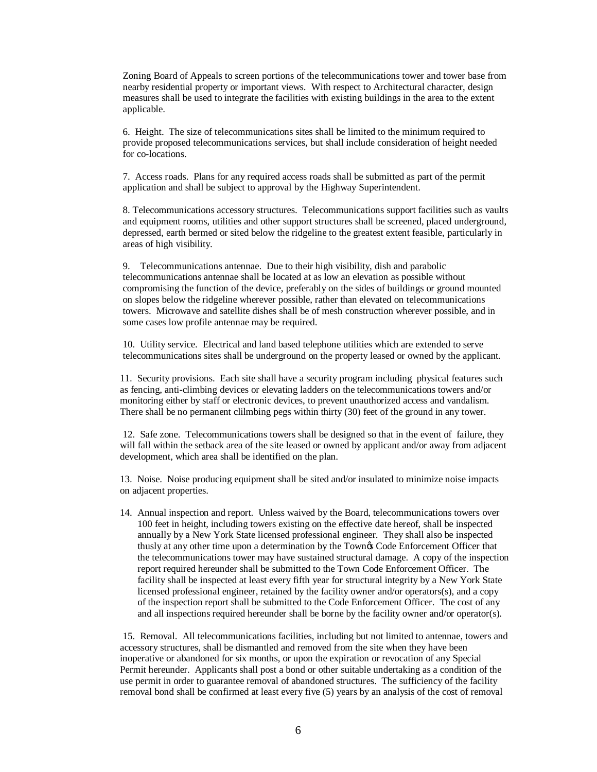Zoning Board of Appeals to screen portions of the telecommunications tower and tower base from nearby residential property or important views. With respect to Architectural character, design measures shall be used to integrate the facilities with existing buildings in the area to the extent applicable.

6. Height. The size of telecommunications sites shall be limited to the minimum required to provide proposed telecommunications services, but shall include consideration of height needed for co-locations.

7. Access roads. Plans for any required access roads shall be submitted as part of the permit application and shall be subject to approval by the Highway Superintendent.

8. Telecommunications accessory structures. Telecommunications support facilities such as vaults and equipment rooms, utilities and other support structures shall be screened, placed underground, depressed, earth bermed or sited below the ridgeline to the greatest extent feasible, particularly in areas of high visibility.

9. Telecommunications antennae. Due to their high visibility, dish and parabolic telecommunications antennae shall be located at as low an elevation as possible without compromising the function of the device, preferably on the sides of buildings or ground mounted on slopes below the ridgeline wherever possible, rather than elevated on telecommunications towers. Microwave and satellite dishes shall be of mesh construction wherever possible, and in some cases low profile antennae may be required.

10. Utility service. Electrical and land based telephone utilities which are extended to serve telecommunications sites shall be underground on the property leased or owned by the applicant.

11. Security provisions. Each site shall have a security program including physical features such as fencing, anti-climbing devices or elevating ladders on the telecommunications towers and/or monitoring either by staff or electronic devices, to prevent unauthorized access and vandalism. There shall be no permanent clilmbing pegs within thirty (30) feet of the ground in any tower.

12. Safe zone. Telecommunications towers shall be designed so that in the event of failure, they will fall within the setback area of the site leased or owned by applicant and/or away from adjacent development, which area shall be identified on the plan.

13. Noise. Noise producing equipment shall be sited and/or insulated to minimize noise impacts on adjacent properties.

14. Annual inspection and report. Unless waived by the Board, telecommunications towers over 100 feet in height, including towers existing on the effective date hereof, shall be inspected annually by a New York State licensed professional engineer. They shall also be inspected thusly at any other time upon a determination by the Town's Code Enforcement Officer that the telecommunications tower may have sustained structural damage. A copy of the inspection report required hereunder shall be submitted to the Town Code Enforcement Officer. The facility shall be inspected at least every fifth year for structural integrity by a New York State licensed professional engineer, retained by the facility owner and/or operators(s), and a copy of the inspection report shall be submitted to the Code Enforcement Officer. The cost of any and all inspections required hereunder shall be borne by the facility owner and/or operator(s).

15. Removal. All telecommunications facilities, including but not limited to antennae, towers and accessory structures, shall be dismantled and removed from the site when they have been inoperative or abandoned for six months, or upon the expiration or revocation of any Special Permit hereunder. Applicants shall post a bond or other suitable undertaking as a condition of the use permit in order to guarantee removal of abandoned structures. The sufficiency of the facility removal bond shall be confirmed at least every five (5) years by an analysis of the cost of removal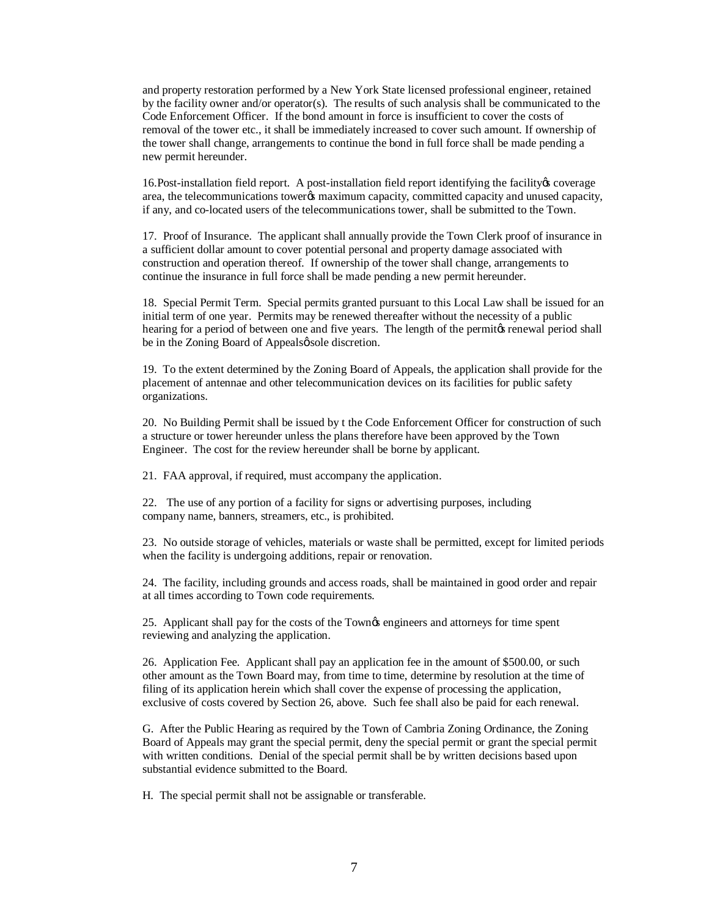and property restoration performed by a New York State licensed professional engineer, retained by the facility owner and/or operator(s). The results of such analysis shall be communicated to the Code Enforcement Officer. If the bond amount in force is insufficient to cover the costs of removal of the tower etc., it shall be immediately increased to cover such amount. If ownership of the tower shall change, arrangements to continue the bond in full force shall be made pending a new permit hereunder.

16.Post-installation field report. A post-installation field report identifying the facilityǿs coverage area, the telecommunications towerǿs maximum capacity, committed capacity and unused capacity, if any, and co-located users of the telecommunications tower, shall be submitted to the Town.

17. Proof of Insurance. The applicant shall annually provide the Town Clerk proof of insurance in a sufficient dollar amount to cover potential personal and property damage associated with construction and operation thereof. If ownership of the tower shall change, arrangements to continue the insurance in full force shall be made pending a new permit hereunder.

18. Special Permit Term. Special permits granted pursuant to this Local Law shall be issued for an initial term of one year. Permits may be renewed thereafter without the necessity of a public hearing for a period of between one and five years. The length of the permitǿs renewal period shall be in the Zoning Board of Appealsǿ sole discretion.

19. To the extent determined by the Zoning Board of Appeals, the application shall provide for the placement of antennae and other telecommunication devices on its facilities for public safety organizations.

20. No Building Permit shall be issued by t the Code Enforcement Officer for construction of such a structure or tower hereunder unless the plans therefore have been approved by the Town Engineer. The cost for the review hereunder shall be borne by applicant.

21. FAA approval, if required, must accompany the application.

22. The use of any portion of a facility for signs or advertising purposes, including company name, banners, streamers, etc., is prohibited.

23. No outside storage of vehicles, materials or waste shall be permitted, except for limited periods when the facility is undergoing additions, repair or renovation.

24. The facility, including grounds and access roads, shall be maintained in good order and repair at all times according to Town code requirements.

25. Applicant shall pay for the costs of the Townǿs engineers and attorneys for time spent reviewing and analyzing the application.

26. Application Fee. Applicant shall pay an application fee in the amount of $500.00, or such other amount as the Town Board may, from time to time, determine by resolution at the time of filing of its application herein which shall cover the expense of processing the application, exclusive of costs covered by Section 26, above. Such fee shall also be paid for each renewal.

G. After the Public Hearing as required by the Town of Cambria Zoning Ordinance, the Zoning Board of Appeals may grant the special permit, deny the special permit or grant the special permit with written conditions. Denial of the special permit shall be by written decisions based upon substantial evidence submitted to the Board.

H. The special permit shall not be assignable or transferable.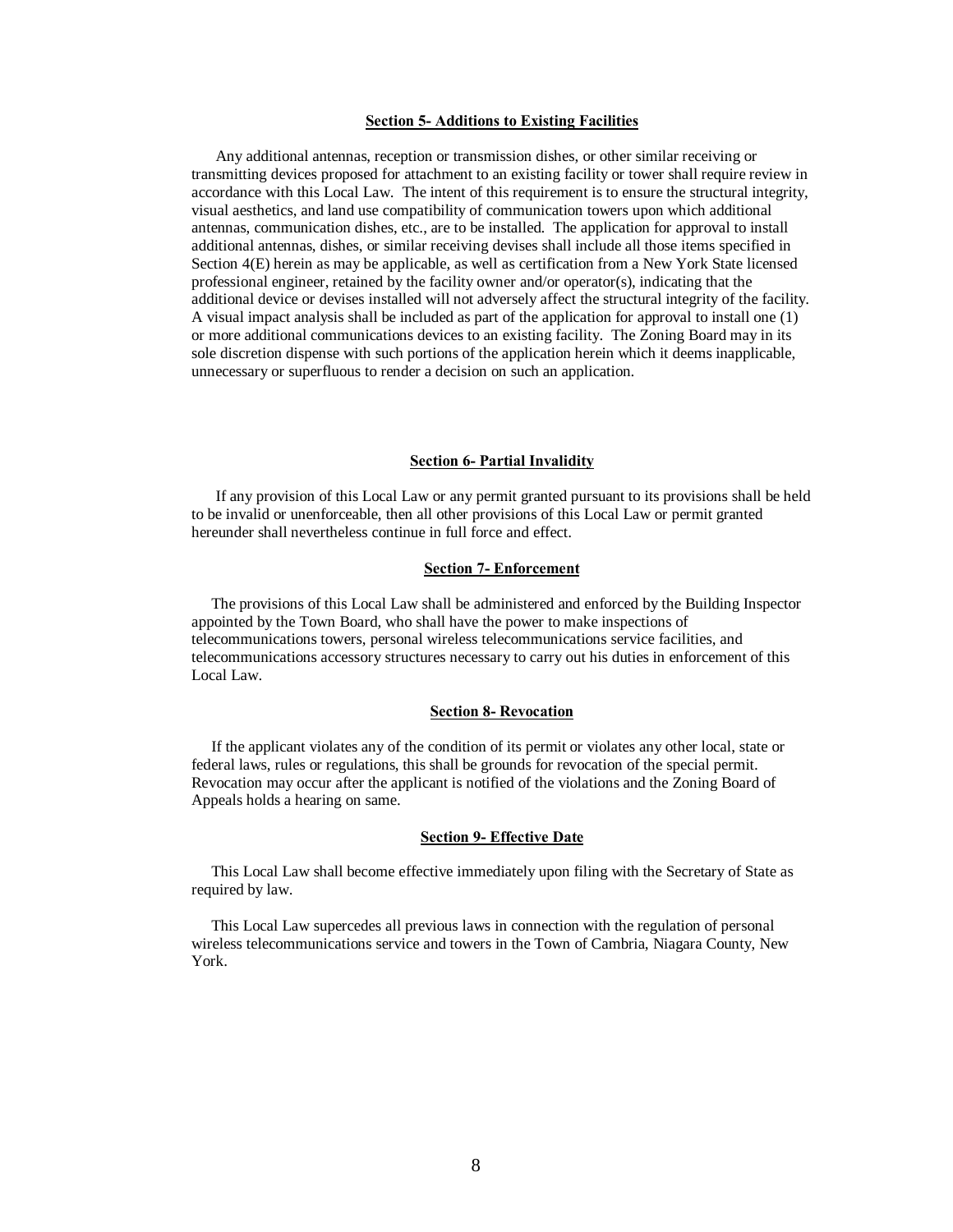**Section 5- Additions to Existing Facilities**

Any additional antennas, reception or transmission dishes, or other similar receiving or transmitting devices proposed for attachment to an existing facility or tower shall require review in accordance with this Local Law. The intent of this requirement is to ensure the structural integrity, visual aesthetics, and land use compatibility of communication towers upon which additional antennas, communication dishes, etc., are to be installed. The application for approval to install additional antennas, dishes, or similar receiving devises shall include all those items specified in Section 4(E) herein as may be applicable, as well as certification from a New York State licensed professional engineer, retained by the facility owner and/or operator(s), indicating that the additional device or devises installed will not adversely affect the structural integrity of the facility. A visual impact analysis shall be included as part of the application for approval to install one (1) or more additional communications devices to an existing facility. The Zoning Board may in its sole discretion dispense with such portions of the application herein which it deems inapplicable, unnecessary or superfluous to render a decision on such an application.

**Section 6- Partial Invalidity**

If any provision of this Local Law or any permit granted pursuant to its provisions shall be held to be invalid or unenforceable, then all other provisions of this Local Law or permit granted hereunder shall nevertheless continue in full force and effect.

**Section 7- Enforcement**

The provisions of this Local Law shall be administered and enforced by the Building Inspector appointed by the Town Board, who shall have the power to make inspections of telecommunications towers, personal wireless telecommunications service facilities, and telecommunications accessory structures necessary to carry out his duties in enforcement of this Local Law.

**Section 8- Revocation**

If the applicant violates any of the condition of its permit or violates any other local, state or federal laws, rules or regulations, this shall be grounds for revocation of the special permit. Revocation may occur after the applicant is notified of the violations and the Zoning Board of Appeals holds a hearing on same.

**Section 9- Effective Date**

This Local Law shall become effective immediately upon filing with the Secretary of State as required by law.

This Local Law supercedes all previous laws in connection with the regulation of personal wireless telecommunications service and towers in the Town of Cambria, Niagara County, New York.